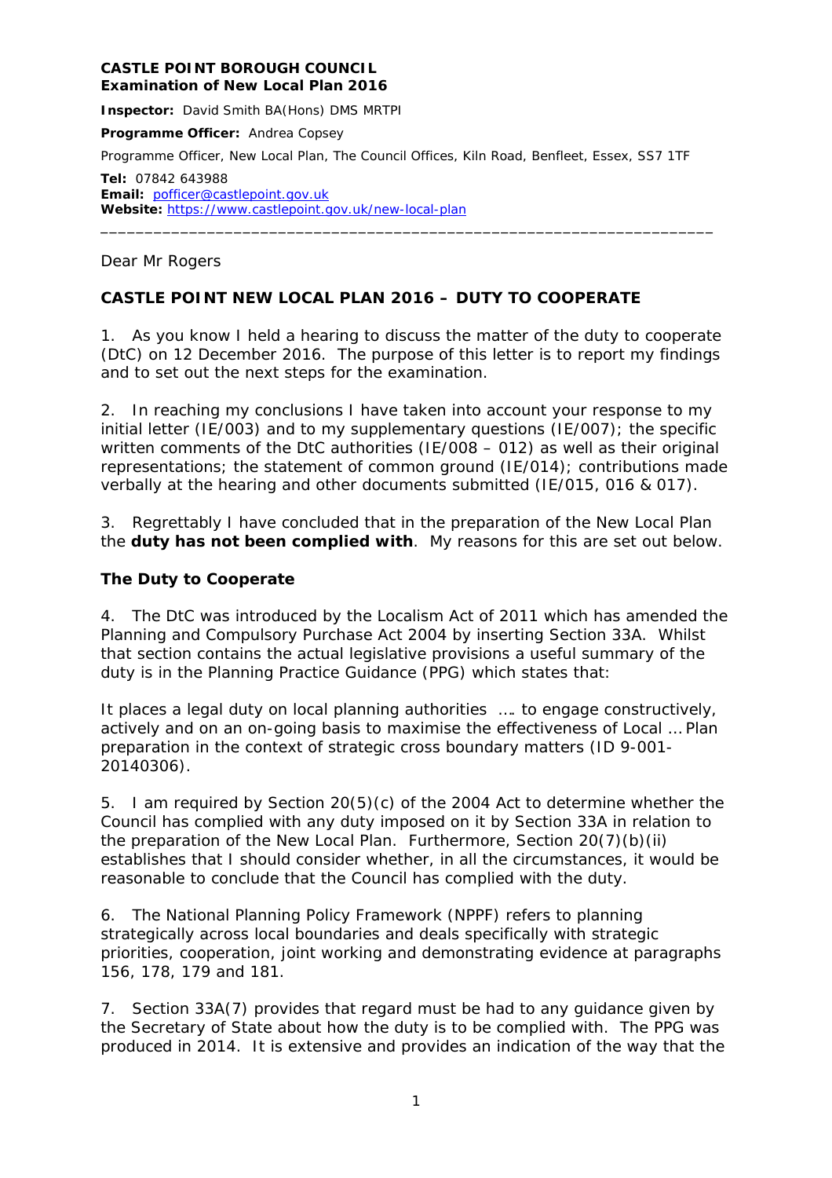**CASTLE POINT BOROUGH COUNCIL**
**Examination of New Local Plan 2016**

**Inspector:** David Smith BA(Hons) DMS MRTPI

**Programme Officer:** Andrea Copsey

Programme Officer, New Local Plan, The Council Offices, Kiln Road, Benfleet, Essex, SS7 1TF

**Tel:** 07842 643988
**Email:** pofficer@castlepoint.gov.uk
**Website:** https://www.castlepoint.gov.uk/new-local-plan

---

Dear Mr Rogers

**CASTLE POINT NEW LOCAL PLAN 2016 – DUTY TO COOPERATE**

1. As you know I held a hearing to discuss the matter of the duty to cooperate (DtC) on 12 December 2016. The purpose of this letter is to report my findings and to set out the next steps for the examination.

2. In reaching my conclusions I have taken into account your response to my initial letter (IE/003) and to my supplementary questions (IE/007); the specific written comments of the DtC authorities (IE/008 – 012) as well as their original representations; the statement of common ground (IE/014); contributions made verbally at the hearing and other documents submitted (IE/015, 016 & 017).

3. Regrettably I have concluded that in the preparation of the New Local Plan the **duty has not been complied with**. My reasons for this are set out below.

**The Duty to Cooperate**

4. The DtC was introduced by the Localism Act of 2011 which has amended the Planning and Compulsory Purchase Act 2004 by inserting Section 33A. Whilst that section contains the actual legislative provisions a useful summary of the duty is in the Planning Practice Guidance (PPG) which states that:

*It places a legal duty on local planning authorities …. to engage constructively, actively and on an on-going basis to maximise the effectiveness of Local … Plan preparation in the context of strategic cross boundary matters* (ID 9-001-20140306).

5. I am required by Section 20(5)(c) of the 2004 Act to determine whether the Council has complied with any duty imposed on it by Section 33A in relation to the preparation of the New Local Plan. Furthermore, Section 20(7)(b)(ii) establishes that I should consider whether, in all the circumstances, it would be reasonable to conclude that the Council has complied with the duty.

6. The National Planning Policy Framework (NPPF) refers to planning strategically across local boundaries and deals specifically with strategic priorities, cooperation, joint working and demonstrating evidence at paragraphs 156, 178, 179 and 181.

7. Section 33A(7) provides that regard must be had to any guidance given by the Secretary of State about how the duty is to be complied with. The PPG was produced in 2014. It is extensive and provides an indication of the way that the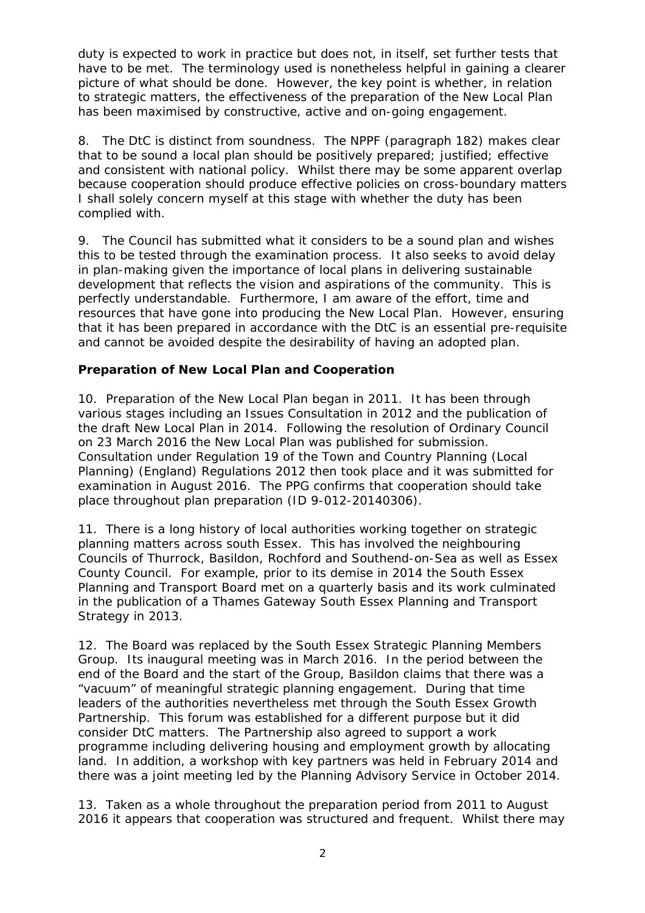duty is expected to work in practice but does not, in itself, set further tests that have to be met. The terminology used is nonetheless helpful in gaining a clearer picture of what should be done. However, the key point is whether, in relation to strategic matters, the effectiveness of the preparation of the New Local Plan has been maximised by constructive, active and on-going engagement.

8. The DtC is distinct from soundness. The NPPF (paragraph 182) makes clear that to be sound a local plan should be positively prepared; justified; effective and consistent with national policy. Whilst there may be some apparent overlap because cooperation should produce effective policies on cross-boundary matters I shall solely concern myself at this stage with whether the duty has been complied with.

9. The Council has submitted what it considers to be a sound plan and wishes this to be tested through the examination process. It also seeks to avoid delay in plan-making given the importance of local plans in delivering sustainable development that reflects the vision and aspirations of the community. This is perfectly understandable. Furthermore, I am aware of the effort, time and resources that have gone into producing the New Local Plan. However, ensuring that it has been prepared in accordance with the DtC is an essential pre-requisite and cannot be avoided despite the desirability of having an adopted plan.

**Preparation of New Local Plan and Cooperation**

10. Preparation of the New Local Plan began in 2011. It has been through various stages including an Issues Consultation in 2012 and the publication of the draft New Local Plan in 2014. Following the resolution of Ordinary Council on 23 March 2016 the New Local Plan was published for submission. Consultation under Regulation 19 of the Town and Country Planning (Local Planning) (England) Regulations 2012 then took place and it was submitted for examination in August 2016. The PPG confirms that cooperation should take place throughout plan preparation (ID 9-012-20140306).

11. There is a long history of local authorities working together on strategic planning matters across south Essex. This has involved the neighbouring Councils of Thurrock, Basildon, Rochford and Southend-on-Sea as well as Essex County Council. For example, prior to its demise in 2014 the South Essex Planning and Transport Board met on a quarterly basis and its work culminated in the publication of a Thames Gateway South Essex Planning and Transport Strategy in 2013.

12. The Board was replaced by the South Essex Strategic Planning Members Group. Its inaugural meeting was in March 2016. In the period between the end of the Board and the start of the Group, Basildon claims that there was a "vacuum" of meaningful strategic planning engagement. During that time leaders of the authorities nevertheless met through the South Essex Growth Partnership. This forum was established for a different purpose but it did consider DtC matters. The Partnership also agreed to support a work programme including delivering housing and employment growth by allocating land. In addition, a workshop with key partners was held in February 2014 and there was a joint meeting led by the Planning Advisory Service in October 2014.

13. Taken as a whole throughout the preparation period from 2011 to August 2016 it appears that cooperation was structured and frequent. Whilst there may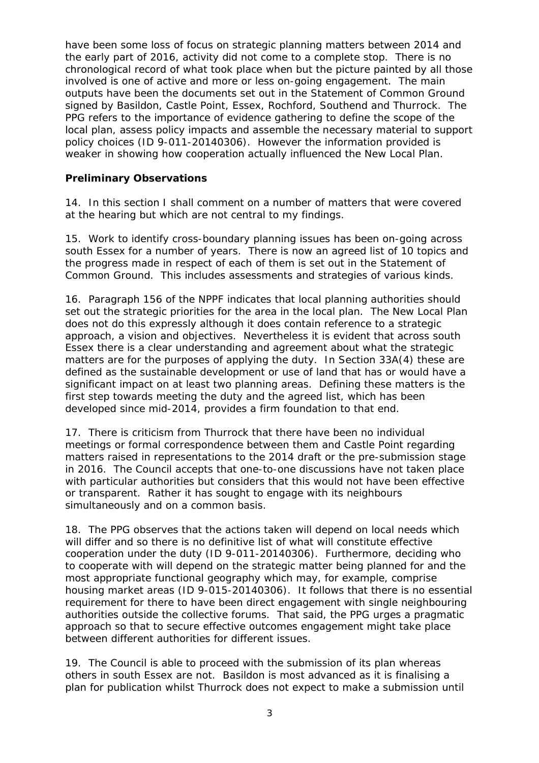have been some loss of focus on strategic planning matters between 2014 and the early part of 2016, activity did not come to a complete stop. There is no chronological record of what took place when but the picture painted by all those involved is one of active and more or less on-going engagement. The main outputs have been the documents set out in the Statement of Common Ground signed by Basildon, Castle Point, Essex, Rochford, Southend and Thurrock. The PPG refers to the importance of evidence gathering to define the scope of the local plan, assess policy impacts and assemble the necessary material to support policy choices (ID 9-011-20140306). However the information provided is weaker in showing how cooperation actually influenced the New Local Plan.

**Preliminary Observations**

14. In this section I shall comment on a number of matters that were covered at the hearing but which are not central to my findings.

15. Work to identify cross-boundary planning issues has been on-going across south Essex for a number of years. There is now an agreed list of 10 topics and the progress made in respect of each of them is set out in the Statement of Common Ground. This includes assessments and strategies of various kinds.

16. Paragraph 156 of the NPPF indicates that local planning authorities should set out the strategic priorities for the area in the local plan. The New Local Plan does not do this expressly although it does contain reference to a strategic approach, a vision and objectives. Nevertheless it is evident that across south Essex there is a clear understanding and agreement about what the strategic matters are for the purposes of applying the duty. In Section 33A(4) these are defined as the sustainable development or use of land that has or would have a significant impact on at least two planning areas. Defining these matters is the first step towards meeting the duty and the agreed list, which has been developed since mid-2014, provides a firm foundation to that end.

17. There is criticism from Thurrock that there have been no individual meetings or formal correspondence between them and Castle Point regarding matters raised in representations to the 2014 draft or the pre-submission stage in 2016. The Council accepts that one-to-one discussions have not taken place with particular authorities but considers that this would not have been effective or transparent. Rather it has sought to engage with its neighbours simultaneously and on a common basis.

18. The PPG observes that the actions taken will depend on local needs which will differ and so there is no definitive list of what will constitute effective cooperation under the duty (ID 9-011-20140306). Furthermore, deciding who to cooperate with will depend on the strategic matter being planned for and the most appropriate functional geography which may, for example, comprise housing market areas (ID 9-015-20140306). It follows that there is no essential requirement for there to have been direct engagement with single neighbouring authorities outside the collective forums. That said, the PPG urges a pragmatic approach so that to secure effective outcomes engagement might take place between different authorities for different issues.

19. The Council is able to proceed with the submission of its plan whereas others in south Essex are not. Basildon is most advanced as it is finalising a plan for publication whilst Thurrock does not expect to make a submission until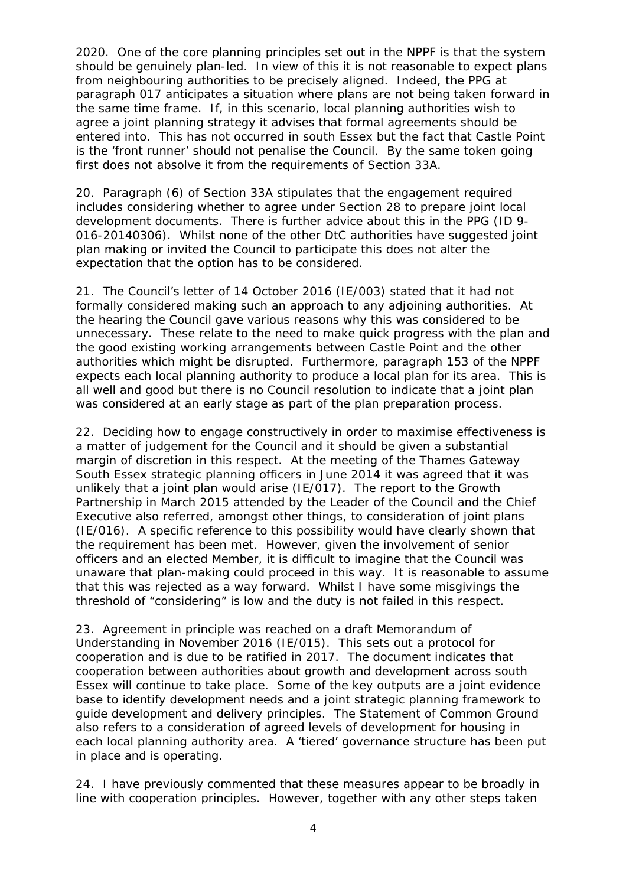2020. One of the core planning principles set out in the NPPF is that the system should be genuinely plan-led. In view of this it is not reasonable to expect plans from neighbouring authorities to be precisely aligned. Indeed, the PPG at paragraph 017 anticipates a situation where plans are not being taken forward in the same time frame. If, in this scenario, local planning authorities wish to agree a joint planning strategy it advises that formal agreements should be entered into. This has not occurred in south Essex but the fact that Castle Point is the 'front runner' should not penalise the Council. By the same token going first does not absolve it from the requirements of Section 33A.

20. Paragraph (6) of Section 33A stipulates that the engagement required includes considering whether to agree under Section 28 to prepare joint local development documents. There is further advice about this in the PPG (ID 9-016-20140306). Whilst none of the other DtC authorities have suggested joint plan making or invited the Council to participate this does not alter the expectation that the option has to be considered.

21. The Council's letter of 14 October 2016 (IE/003) stated that it had not formally considered making such an approach to any adjoining authorities. At the hearing the Council gave various reasons why this was considered to be unnecessary. These relate to the need to make quick progress with the plan and the good existing working arrangements between Castle Point and the other authorities which might be disrupted. Furthermore, paragraph 153 of the NPPF expects each local planning authority to produce a local plan for its area. This is all well and good but there is no Council resolution to indicate that a joint plan was considered at an early stage as part of the plan preparation process.

22. Deciding how to engage constructively in order to maximise effectiveness is a matter of judgement for the Council and it should be given a substantial margin of discretion in this respect. At the meeting of the Thames Gateway South Essex strategic planning officers in June 2014 it was agreed that it was unlikely that a joint plan would arise (IE/017). The report to the Growth Partnership in March 2015 attended by the Leader of the Council and the Chief Executive also referred, amongst other things, to consideration of joint plans (IE/016). A specific reference to this possibility would have clearly shown that the requirement has been met. However, given the involvement of senior officers and an elected Member, it is difficult to imagine that the Council was unaware that plan-making could proceed in this way. It is reasonable to assume that this was rejected as a way forward. Whilst I have some misgivings the threshold of "considering" is low and the duty is not failed in this respect.

23. Agreement in principle was reached on a draft Memorandum of Understanding in November 2016 (IE/015). This sets out a protocol for cooperation and is due to be ratified in 2017. The document indicates that cooperation between authorities about growth and development across south Essex will continue to take place. Some of the key outputs are a joint evidence base to identify development needs and a joint strategic planning framework to guide development and delivery principles. The Statement of Common Ground also refers to a consideration of agreed levels of development for housing in each local planning authority area. A 'tiered' governance structure has been put in place and is operating.

24. I have previously commented that these measures appear to be broadly in line with cooperation principles. However, together with any other steps taken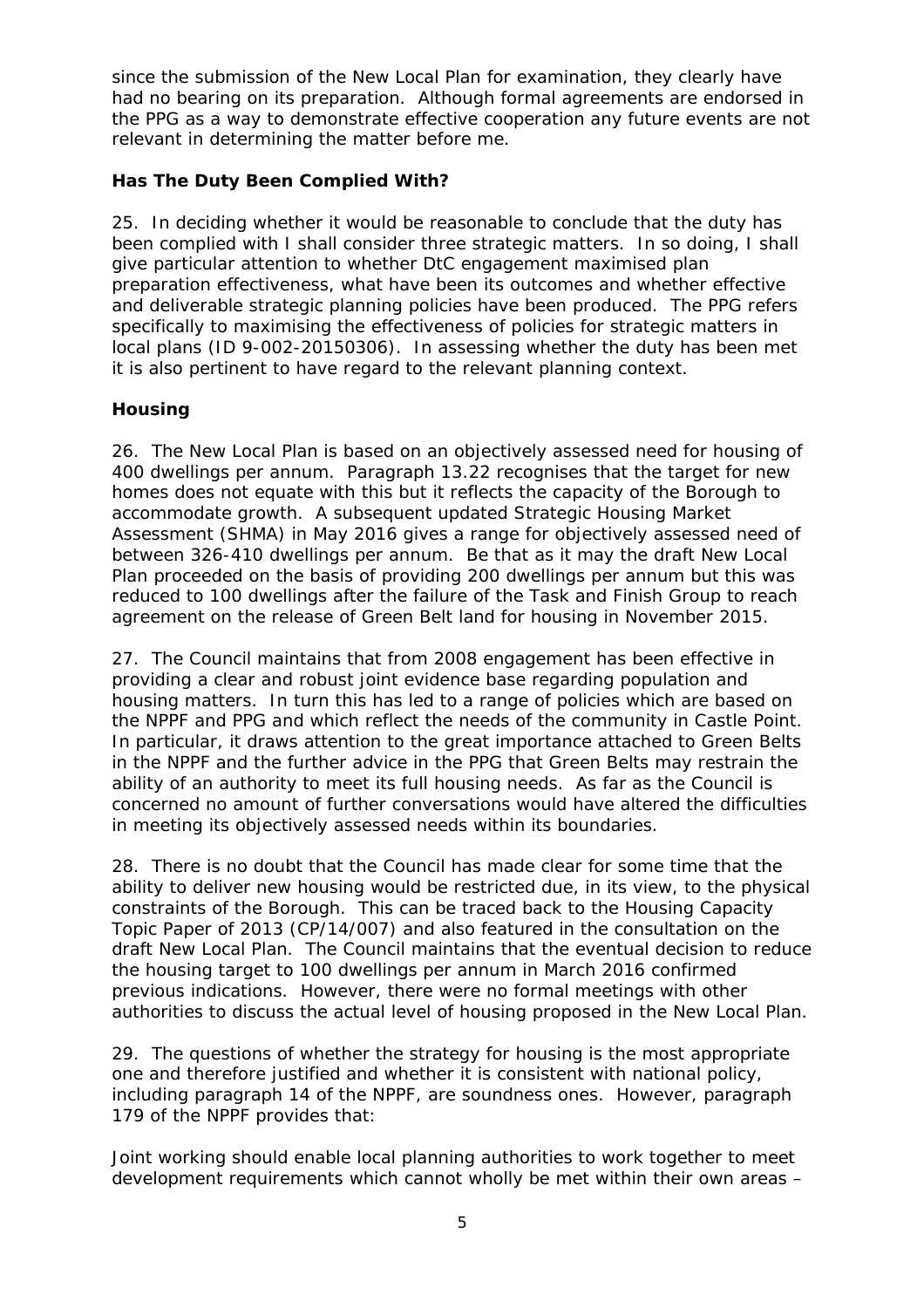since the submission of the New Local Plan for examination, they clearly have had no bearing on its preparation. Although formal agreements are endorsed in the PPG as a way to demonstrate effective cooperation any future events are not relevant in determining the matter before me.

## Has The Duty Been Complied With?

25. In deciding whether it would be reasonable to conclude that the duty has been complied with I shall consider three strategic matters. In so doing, I shall give particular attention to whether DtC engagement maximised plan preparation effectiveness, what have been its outcomes and whether effective and deliverable strategic planning policies have been produced. The PPG refers specifically to maximising the effectiveness of policies for strategic matters in local plans (ID 9-002-20150306). In assessing whether the duty has been met it is also pertinent to have regard to the relevant planning context.

## Housing

26. The New Local Plan is based on an objectively assessed need for housing of 400 dwellings per annum. Paragraph 13.22 recognises that the target for new homes does not equate with this but it reflects the capacity of the Borough to accommodate growth. A subsequent updated Strategic Housing Market Assessment (SHMA) in May 2016 gives a range for objectively assessed need of between 326-410 dwellings per annum. Be that as it may the draft New Local Plan proceeded on the basis of providing 200 dwellings per annum but this was reduced to 100 dwellings after the failure of the Task and Finish Group to reach agreement on the release of Green Belt land for housing in November 2015.

27. The Council maintains that from 2008 engagement has been effective in providing a clear and robust joint evidence base regarding population and housing matters. In turn this has led to a range of policies which are based on the NPPF and PPG and which reflect the needs of the community in Castle Point. In particular, it draws attention to the great importance attached to Green Belts in the NPPF and the further advice in the PPG that Green Belts may restrain the ability of an authority to meet its full housing needs. As far as the Council is concerned no amount of further conversations would have altered the difficulties in meeting its objectively assessed needs within its boundaries.

28. There is no doubt that the Council has made clear for some time that the ability to deliver new housing would be restricted due, in its view, to the physical constraints of the Borough. This can be traced back to the Housing Capacity Topic Paper of 2013 (CP/14/007) and also featured in the consultation on the draft New Local Plan. The Council maintains that the eventual decision to reduce the housing target to 100 dwellings per annum in March 2016 confirmed previous indications. However, there were no formal meetings with other authorities to discuss the actual level of housing proposed in the New Local Plan.

29. The questions of whether the strategy for housing is the most appropriate one and therefore justified and whether it is consistent with national policy, including paragraph 14 of the NPPF, are soundness ones. However, paragraph 179 of the NPPF provides that:

*Joint working should enable local planning authorities to work together to meet development requirements which cannot wholly be met within their own areas –*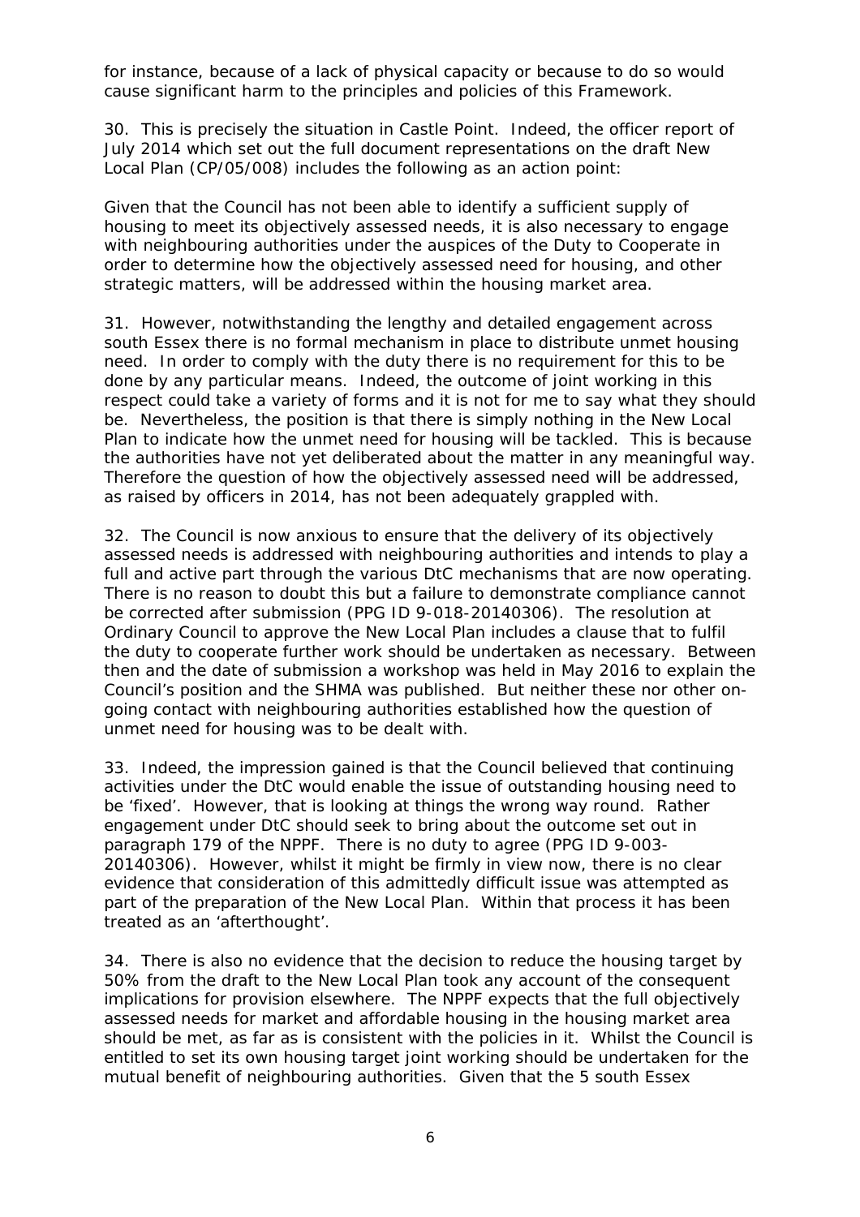for instance, because of a lack of physical capacity or because to do so would cause significant harm to the principles and policies of this Framework.

30. This is precisely the situation in Castle Point. Indeed, the officer report of July 2014 which set out the full document representations on the draft New Local Plan (CP/05/008) includes the following as an action point:

*Given that the Council has not been able to identify a sufficient supply of housing to meet its objectively assessed needs, it is also necessary to engage with neighbouring authorities under the auspices of the Duty to Cooperate in order to determine how the objectively assessed need for housing, and other strategic matters, will be addressed within the housing market area.*

31. However, notwithstanding the lengthy and detailed engagement across south Essex there is no formal mechanism in place to distribute unmet housing need. In order to comply with the duty there is no requirement for this to be done by any particular means. Indeed, the outcome of joint working in this respect could take a variety of forms and it is not for me to say what they should be. Nevertheless, the position is that there is simply nothing in the New Local Plan to indicate how the unmet need for housing will be tackled. This is because the authorities have not yet deliberated about the matter in any meaningful way. Therefore the question of how the objectively assessed need will be addressed, as raised by officers in 2014, has not been adequately grappled with.

32. The Council is now anxious to ensure that the delivery of its objectively assessed needs is addressed with neighbouring authorities and intends to play a full and active part through the various DtC mechanisms that are now operating. There is no reason to doubt this but a failure to demonstrate compliance cannot be corrected after submission (PPG ID 9-018-20140306). The resolution at Ordinary Council to approve the New Local Plan includes a clause that to fulfil the duty to cooperate further work should be undertaken as necessary. Between then and the date of submission a workshop was held in May 2016 to explain the Council's position and the SHMA was published. But neither these nor other on-going contact with neighbouring authorities established how the question of unmet need for housing was to be dealt with.

33. Indeed, the impression gained is that the Council believed that continuing activities under the DtC would enable the issue of outstanding housing need to be 'fixed'. However, that is looking at things the wrong way round. Rather engagement under DtC should seek to bring about the outcome set out in paragraph 179 of the NPPF. There is no duty to agree (PPG ID 9-003-20140306). However, whilst it might be firmly in view now, there is no clear evidence that consideration of this admittedly difficult issue was attempted as part of the preparation of the New Local Plan. Within that process it has been treated as an 'afterthought'.

34. There is also no evidence that the decision to reduce the housing target by 50% from the draft to the New Local Plan took any account of the consequent implications for provision elsewhere. The NPPF expects that the full objectively assessed needs for market and affordable housing in the housing market area should be met, as far as is consistent with the policies in it. Whilst the Council is entitled to set its own housing target joint working should be undertaken for the mutual benefit of neighbouring authorities. Given that the 5 south Essex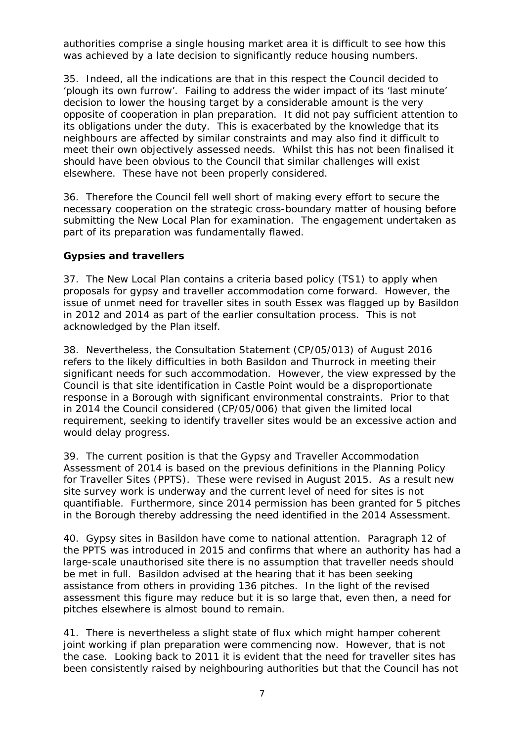authorities comprise a single housing market area it is difficult to see how this was achieved by a late decision to significantly reduce housing numbers.

35. Indeed, all the indications are that in this respect the Council decided to 'plough its own furrow'. Failing to address the wider impact of its 'last minute' decision to lower the housing target by a considerable amount is the very opposite of cooperation in plan preparation. It did not pay sufficient attention to its obligations under the duty. This is exacerbated by the knowledge that its neighbours are affected by similar constraints and may also find it difficult to meet their own objectively assessed needs. Whilst this has not been finalised it should have been obvious to the Council that similar challenges will exist elsewhere. These have not been properly considered.

36. Therefore the Council fell well short of making every effort to secure the necessary cooperation on the strategic cross-boundary matter of housing before submitting the New Local Plan for examination. The engagement undertaken as part of its preparation was fundamentally flawed.

**Gypsies and travellers**

37. The New Local Plan contains a criteria based policy (TS1) to apply when proposals for gypsy and traveller accommodation come forward. However, the issue of unmet need for traveller sites in south Essex was flagged up by Basildon in 2012 and 2014 as part of the earlier consultation process. This is not acknowledged by the Plan itself.

38. Nevertheless, the Consultation Statement (CP/05/013) of August 2016 refers to the likely difficulties in both Basildon and Thurrock in meeting their significant needs for such accommodation. However, the view expressed by the Council is that site identification in Castle Point would be a disproportionate response in a Borough with significant environmental constraints. Prior to that in 2014 the Council considered (CP/05/006) that given the limited local requirement, seeking to identify traveller sites would be an excessive action and would delay progress.

39. The current position is that the Gypsy and Traveller Accommodation Assessment of 2014 is based on the previous definitions in the Planning Policy for Traveller Sites (PPTS). These were revised in August 2015. As a result new site survey work is underway and the current level of need for sites is not quantifiable. Furthermore, since 2014 permission has been granted for 5 pitches in the Borough thereby addressing the need identified in the 2014 Assessment.

40. Gypsy sites in Basildon have come to national attention. Paragraph 12 of the PPTS was introduced in 2015 and confirms that where an authority has had a large-scale unauthorised site there is no assumption that traveller needs should be met in full. Basildon advised at the hearing that it has been seeking assistance from others in providing 136 pitches. In the light of the revised assessment this figure may reduce but it is so large that, even then, a need for pitches elsewhere is almost bound to remain.

41. There is nevertheless a slight state of flux which might hamper coherent joint working if plan preparation were commencing now. However, that is not the case. Looking back to 2011 it is evident that the need for traveller sites has been consistently raised by neighbouring authorities but that the Council has not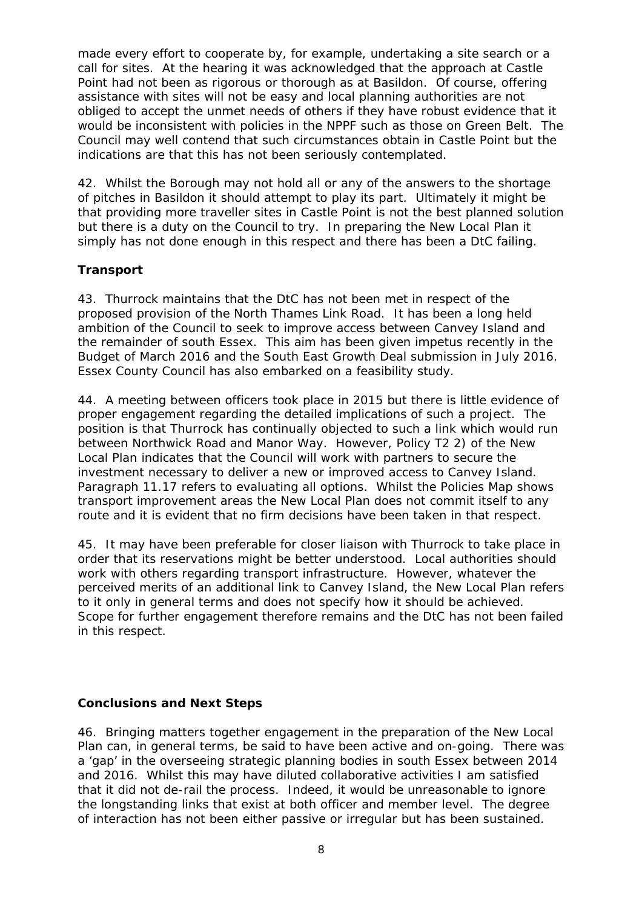made every effort to cooperate by, for example, undertaking a site search or a call for sites. At the hearing it was acknowledged that the approach at Castle Point had not been as rigorous or thorough as at Basildon. Of course, offering assistance with sites will not be easy and local planning authorities are not obliged to accept the unmet needs of others if they have robust evidence that it would be inconsistent with policies in the NPPF such as those on Green Belt. The Council may well contend that such circumstances obtain in Castle Point but the indications are that this has not been seriously contemplated.

42. Whilst the Borough may not hold all or any of the answers to the shortage of pitches in Basildon it should attempt to play its part. Ultimately it might be that providing more traveller sites in Castle Point is not the best planned solution but there is a duty on the Council to try. In preparing the New Local Plan it simply has not done enough in this respect and there has been a DtC failing.

**Transport**

43. Thurrock maintains that the DtC has not been met in respect of the proposed provision of the North Thames Link Road. It has been a long held ambition of the Council to seek to improve access between Canvey Island and the remainder of south Essex. This aim has been given impetus recently in the Budget of March 2016 and the South East Growth Deal submission in July 2016. Essex County Council has also embarked on a feasibility study.

44. A meeting between officers took place in 2015 but there is little evidence of proper engagement regarding the detailed implications of such a project. The position is that Thurrock has continually objected to such a link which would run between Northwick Road and Manor Way. However, Policy T2 2) of the New Local Plan indicates that the Council will work with partners to secure the investment necessary to deliver a new or improved access to Canvey Island. Paragraph 11.17 refers to evaluating all options. Whilst the Policies Map shows transport improvement areas the New Local Plan does not commit itself to any route and it is evident that no firm decisions have been taken in that respect.

45. It may have been preferable for closer liaison with Thurrock to take place in order that its reservations might be better understood. Local authorities should work with others regarding transport infrastructure. However, whatever the perceived merits of an additional link to Canvey Island, the New Local Plan refers to it only in general terms and does not specify how it should be achieved. Scope for further engagement therefore remains and the DtC has not been failed in this respect.

**Conclusions and Next Steps**

46. Bringing matters together engagement in the preparation of the New Local Plan can, in general terms, be said to have been active and on-going. There was a 'gap' in the overseeing strategic planning bodies in south Essex between 2014 and 2016. Whilst this may have diluted collaborative activities I am satisfied that it did not de-rail the process. Indeed, it would be unreasonable to ignore the longstanding links that exist at both officer and member level. The degree of interaction has not been either passive or irregular but has been sustained.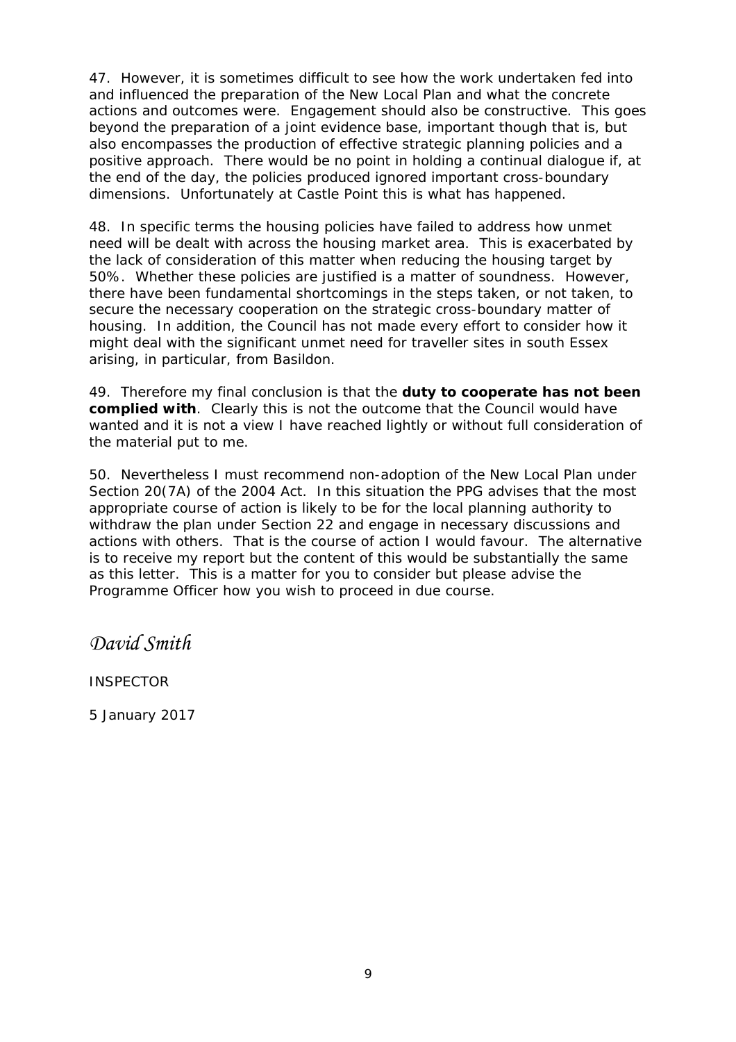47. However, it is sometimes difficult to see how the work undertaken fed into and influenced the preparation of the New Local Plan and what the concrete actions and outcomes were. Engagement should also be constructive. This goes beyond the preparation of a joint evidence base, important though that is, but also encompasses the production of effective strategic planning policies and a positive approach. There would be no point in holding a continual dialogue if, at the end of the day, the policies produced ignored important cross-boundary dimensions. Unfortunately at Castle Point this is what has happened.

48. In specific terms the housing policies have failed to address how unmet need will be dealt with across the housing market area. This is exacerbated by the lack of consideration of this matter when reducing the housing target by 50%. Whether these policies are justified is a matter of soundness. However, there have been fundamental shortcomings in the steps taken, or not taken, to secure the necessary cooperation on the strategic cross-boundary matter of housing. In addition, the Council has not made every effort to consider how it might deal with the significant unmet need for traveller sites in south Essex arising, in particular, from Basildon.

49. Therefore my final conclusion is that the **duty to cooperate has not been complied with**. Clearly this is not the outcome that the Council would have wanted and it is not a view I have reached lightly or without full consideration of the material put to me.

50. Nevertheless I must recommend non-adoption of the New Local Plan under Section 20(7A) of the 2004 Act. In this situation the PPG advises that the most appropriate course of action is likely to be for the local planning authority to withdraw the plan under Section 22 and engage in necessary discussions and actions with others. That is the course of action I would favour. The alternative is to receive my report but the content of this would be substantially the same as this letter. This is a matter for you to consider but please advise the Programme Officer how you wish to proceed in due course.

*David Smith*

INSPECTOR

5 January 2017